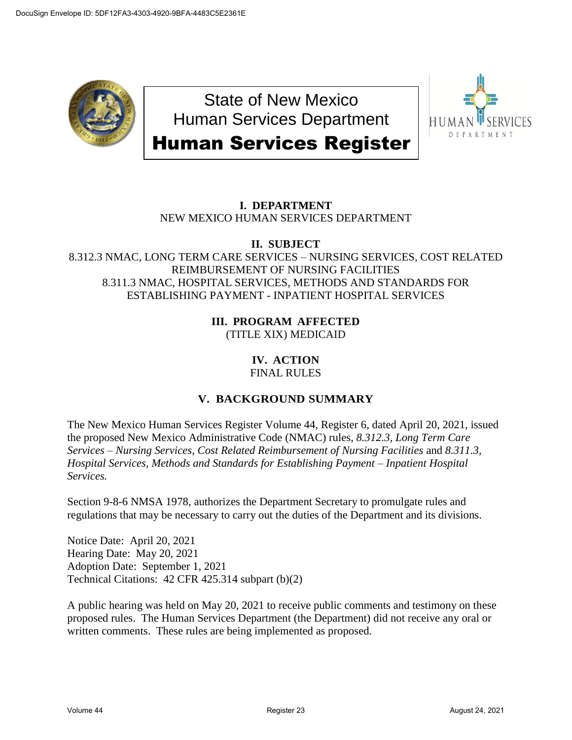DocuSign Envelope ID: 5DF12FA3-4303-4920-9BFA-4483C5E2361E

# State of New Mexico
# Human Services Department
# Human Services Register

## I. DEPARTMENT

NEW MEXICO HUMAN SERVICES DEPARTMENT

## II. SUBJECT

8.312.3 NMAC, LONG TERM CARE SERVICES – NURSING SERVICES, COST RELATED REIMBURSEMENT OF NURSING FACILITIES
8.311.3 NMAC, HOSPITAL SERVICES, METHODS AND STANDARDS FOR ESTABLISHING PAYMENT - INPATIENT HOSPITAL SERVICES

## III. PROGRAM AFFECTED

(TITLE XIX) MEDICAID

## IV. ACTION

FINAL RULES

## V. BACKGROUND SUMMARY

The New Mexico Human Services Register Volume 44, Register 6, dated April 20, 2021, issued the proposed New Mexico Administrative Code (NMAC) rules, *8.312.3, Long Term Care Services – Nursing Services, Cost Related Reimbursement of Nursing Facilities* and *8.311.3, Hospital Services, Methods and Standards for Establishing Payment – Inpatient Hospital Services.*

Section 9-8-6 NMSA 1978, authorizes the Department Secretary to promulgate rules and regulations that may be necessary to carry out the duties of the Department and its divisions.

Notice Date: April 20, 2021
Hearing Date: May 20, 2021
Adoption Date: September 1, 2021
Technical Citations: 42 CFR 425.314 subpart (b)(2)

A public hearing was held on May 20, 2021 to receive public comments and testimony on these proposed rules. The Human Services Department (the Department) did not receive any oral or written comments. These rules are being implemented as proposed.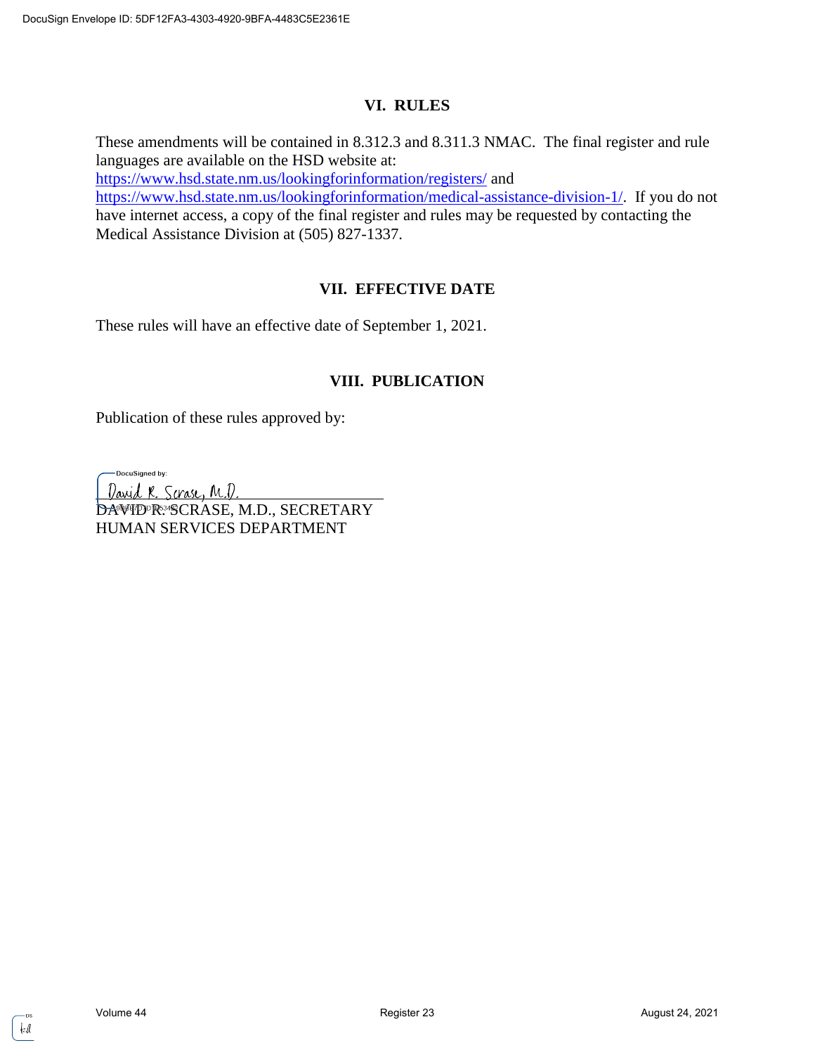## VI. RULES

These amendments will be contained in 8.312.3 and 8.311.3 NMAC. The final register and rule languages are available on the HSD website at:
https://www.hsd.state.nm.us/lookingforinformation/registers/ and
https://www.hsd.state.nm.us/lookingforinformation/medical-assistance-division-1/. If you do not have internet access, a copy of the final register and rules may be requested by contacting the Medical Assistance Division at (505) 827-1337.

## VII. EFFECTIVE DATE

These rules will have an effective date of September 1, 2021.

## VIII. PUBLICATION

Publication of these rules approved by:

DocuSigned by:
David R. Scrase, M.D.

DAVID R. SCRASE, M.D., SECRETARY
HUMAN SERVICES DEPARTMENT